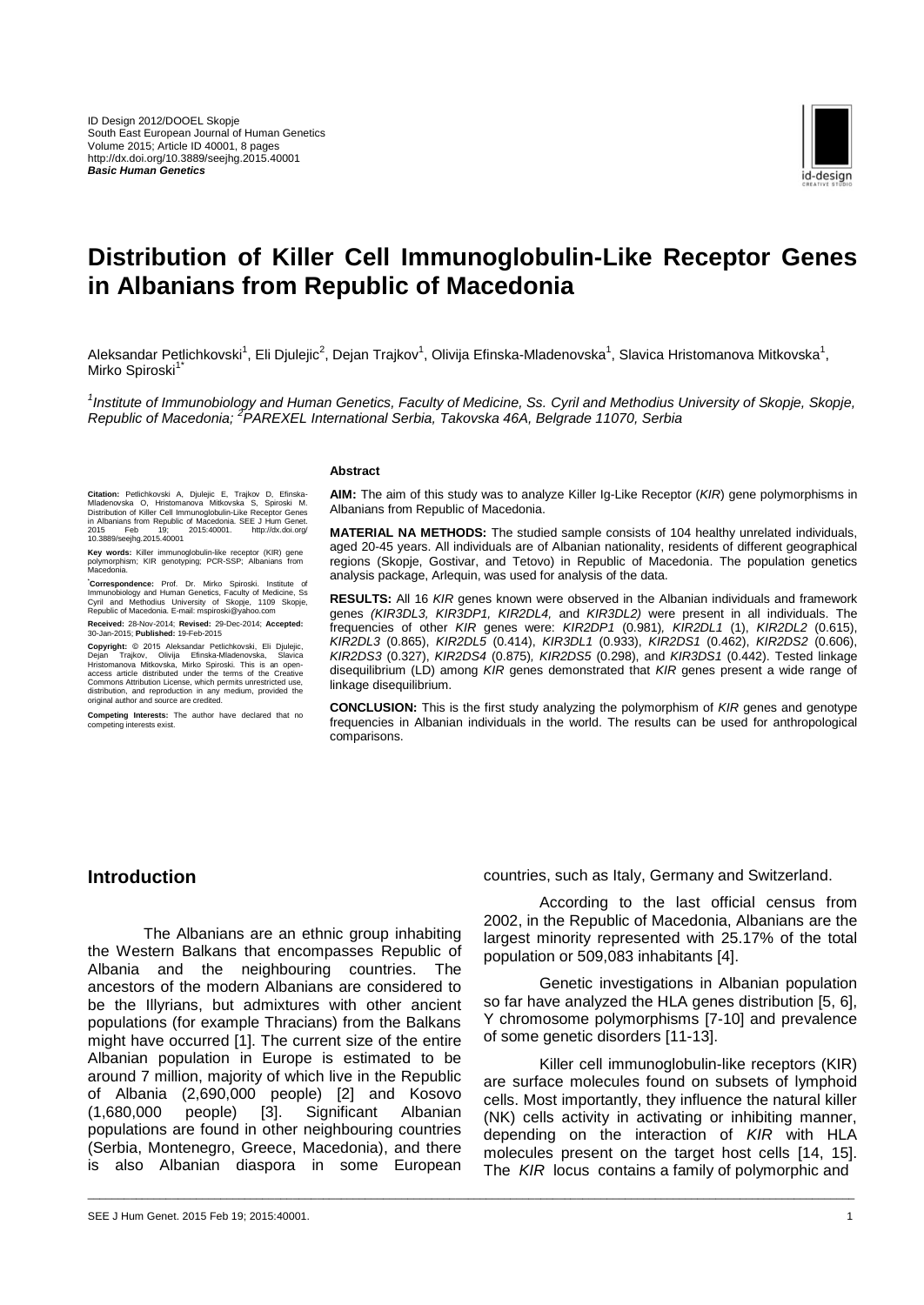ID Design 2012/DOOEL Skopje
South East European Journal of Human Genetics
Volume 2015; Article ID 40001, 8 pages
http://dx.doi.org/10.3889/seejhg.2015.40001
***Basic Human Genetics***

# Distribution of Killer Cell Immunoglobulin-Like Receptor Genes in Albanians from Republic of Macedonia

Aleksandar Petlichkovski[1], Eli Djulejic[2], Dejan Trajkov[1], Olivija Efinska-Mladenovska[1], Slavica Hristomanova Mitkovska[1], Mirko Spiroski[1*]

*[1]Institute of Immunobiology and Human Genetics, Faculty of Medicine, Ss. Cyril and Methodius University of Skopje, Skopje, Republic of Macedonia; [2]PAREXEL International Serbia, Takovska 46A, Belgrade 11070, Serbia*

**Citation:** Petlichkovski A, Djulejic E, Trajkov D, Efinska-Mladenovska O, Hristomanova Mitkovska S, Spiroski M. Distribution of Killer Cell Immunoglobulin-Like Receptor Genes in Albanians from Republic of Macedonia. SEE J Hum Genet. 2015 Feb 19; 2015:40001. http://dx.doi.org/10.3889/seejhg.2015.40001

**Key words:** Killer immunoglobulin-like receptor (KIR) gene polymorphism; KIR genotyping; PCR-SSP; Albanians from Macedonia.

**\*Correspondence:** Prof. Dr. Mirko Spiroski. Institute of Immunobiology and Human Genetics, Faculty of Medicine, Ss Cyril and Methodius University of Skopje, 1109 Skopje, Republic of Macedonia. E-mail: mspiroski@yahoo.com

**Received:** 28-Nov-2014; **Revised:** 29-Dec-2014; **Accepted:** 30-Jan-2015; **Published:** 19-Feb-2015

**Copyright:** © 2015 Aleksandar Petlichkovski, Eli Djulejic, Dejan Trajkov, Olivija Efinska-Mladenovska, Slavica Hristomanova Mitkovska, Mirko Spiroski. This is an open-access article distributed under the terms of the Creative Commons Attribution License, which permits unrestricted use, distribution, and reproduction in any medium, provided the original author and source are credited.

**Competing Interests:** The author have declared that no competing interests exist.

### Abstract

**AIM:** The aim of this study was to analyze Killer Ig-Like Receptor (*KIR*) gene polymorphisms in Albanians from Republic of Macedonia.

**MATERIAL NA METHODS:** The studied sample consists of 104 healthy unrelated individuals, aged 20-45 years. All individuals are of Albanian nationality, residents of different geographical regions (Skopje, Gostivar, and Tetovo) in Republic of Macedonia. The population genetics analysis package, Arlequin, was used for analysis of the data.

**RESULTS:** All 16 *KIR* genes known were observed in the Albanian individuals and framework genes *(KIR3DL3, KIR3DP1, KIR2DL4,* and *KIR3DL2)* were present in all individuals. The frequencies of other *KIR* genes were: *KIR2DP1* (0.981)*, KIR2DL1* (1), *KIR2DL2* (0.615), *KIR2DL3* (0.865), *KIR2DL5* (0.414), *KIR3DL1* (0.933), *KIR2DS1* (0.462), *KIR2DS2* (0.606), *KIR2DS3* (0.327), *KIR2DS4* (0.875)*, KIR2DS5* (0.298), and *KIR3DS1* (0.442). Tested linkage disequilibrium (LD) among *KIR* genes demonstrated that *KIR* genes present a wide range of linkage disequilibrium.

**CONCLUSION:** This is the first study analyzing the polymorphism of *KIR* genes and genotype frequencies in Albanian individuals in the world. The results can be used for anthropological comparisons.

## Introduction

The Albanians are an ethnic group inhabiting the Western Balkans that encompasses Republic of Albania and the neighbouring countries. The ancestors of the modern Albanians are considered to be the Illyrians, but admixtures with other ancient populations (for example Thracians) from the Balkans might have occurred [1]. The current size of the entire Albanian population in Europe is estimated to be around 7 million, majority of which live in the Republic of Albania (2,690,000 people) [2] and Kosovo (1,680,000 people) [3]. Significant Albanian populations are found in other neighbouring countries (Serbia, Montenegro, Greece, Macedonia), and there is also Albanian diaspora in some European countries, such as Italy, Germany and Switzerland.

According to the last official census from 2002, in the Republic of Macedonia, Albanians are the largest minority represented with 25.17% of the total population or 509,083 inhabitants [4].

Genetic investigations in Albanian population so far have analyzed the HLA genes distribution [5, 6], Y chromosome polymorphisms [7-10] and prevalence of some genetic disorders [11-13].

Killer cell immunoglobulin-like receptors (KIR) are surface molecules found on subsets of lymphoid cells. Most importantly, they influence the natural killer (NK) cells activity in activating or inhibiting manner, depending on the interaction of *KIR* with HLA molecules present on the target host cells [14, 15]. The *KIR* locus contains a family of polymorphic and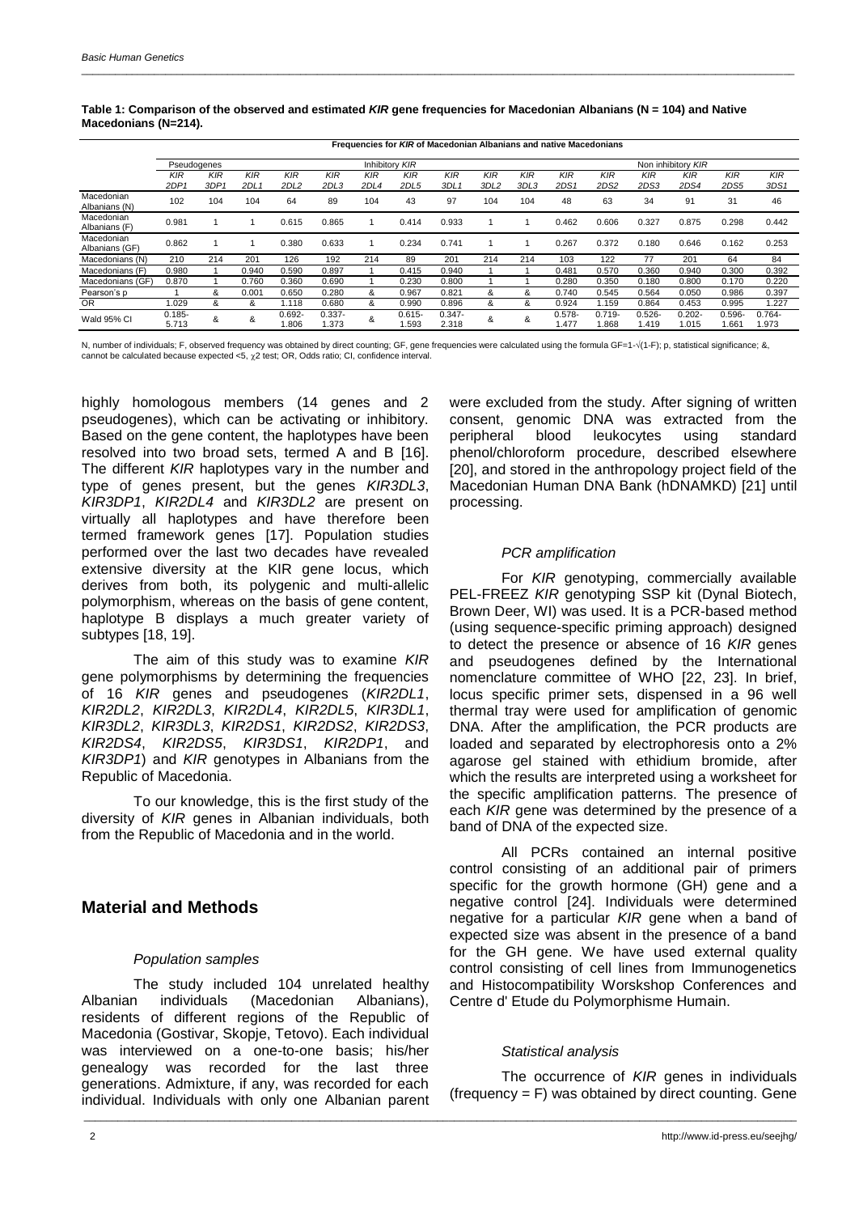**Table 1: Comparison of the observed and estimated *KIR* gene frequencies for Macedonian Albanians (N = 104) and Native Macedonians (N=214).**

| | Frequencies for *KIR* of Macedonian Albanians and native Macedonians | | | | | | | | | | | | | | | |
|---|---|---|---|---|---|---|---|---|---|---|---|---|---|---|---|---|
| | Pseudogenes | | Inhibitory *KIR* | | | | | | | | Non inhibitory *KIR* | | | | | |
| | *KIR* 2DP1 | *KIR* 3DP1 | *KIR* 2DL1 | *KIR* 2DL2 | *KIR* 2DL3 | *KIR* 2DL4 | *KIR* 2DL5 | *KIR* 3DL1 | *KIR* 3DL2 | *KIR* 3DL3 | *KIR* 2DS1 | *KIR* 2DS2 | *KIR* 2DS3 | *KIR* 2DS4 | *KIR* 2DS5 | *KIR* 3DS1 |
| Macedonian Albanians (N) | 102 | 104 | 104 | 64 | 89 | 104 | 43 | 97 | 104 | 104 | 48 | 63 | 34 | 91 | 31 | 46 |
| Macedonian Albanians (F) | 0.981 | 1 | 1 | 0.615 | 0.865 | 1 | 0.414 | 0.933 | 1 | 1 | 0.462 | 0.606 | 0.327 | 0.875 | 0.298 | 0.442 |
| Macedonian Albanians (GF) | 0.862 | 1 | 1 | 0.380 | 0.633 | 1 | 0.234 | 0.741 | 1 | 1 | 0.267 | 0.372 | 0.180 | 0.646 | 0.162 | 0.253 |
| Macedonians (N) | 210 | 214 | 201 | 126 | 192 | 214 | 89 | 201 | 214 | 214 | 103 | 122 | 77 | 201 | 64 | 84 |
| Macedonians (F) | 0.980 | 1 | 0.940 | 0.590 | 0.897 | 1 | 0.415 | 0.940 | 1 | 1 | 0.481 | 0.570 | 0.360 | 0.940 | 0.300 | 0.392 |
| Macedonians (GF) | 0.870 | 1 | 0.760 | 0.360 | 0.690 | 1 | 0.230 | 0.800 | 1 | 1 | 0.280 | 0.350 | 0.180 | 0.800 | 0.170 | 0.220 |
| Pearson's p | 1 | & | 0.001 | 0.650 | 0.280 | & | 0.967 | 0.821 | & | & | 0.740 | 0.545 | 0.564 | 0.050 | 0.986 | 0.397 |
| OR | 1.029 | & | & | 1.118 | 0.680 | & | 0.990 | 0.896 | & | & | 0.924 | 1.159 | 0.864 | 0.453 | 0.995 | 1.227 |
| Wald 95% CI | 0.185-5.713 | & | & | 0.692-1.806 | 0.337-1.373 | & | 0.615-1.593 | 0.347-2.318 | & | & | 0.578-1.477 | 0.719-1.868 | 0.526-1.419 | 0.202-1.015 | 0.596-1.661 | 0.764-1.973 |

N, number of individuals; F, observed frequency was obtained by direct counting; GF, gene frequencies were calculated using the formula $GF=1-\sqrt{(1-F)}$; p, statistical significance; &, cannot be calculated because expected <5, $\chi 2$ test; OR, Odds ratio; CI, confidence interval.

highly homologous members (14 genes and 2 pseudogenes), which can be activating or inhibitory. Based on the gene content, the haplotypes have been resolved into two broad sets, termed A and B [16]. The different *KIR* haplotypes vary in the number and type of genes present, but the genes *KIR3DL3*, *KIR3DP1*, *KIR2DL4* and *KIR3DL2* are present on virtually all haplotypes and have therefore been termed framework genes [17]. Population studies performed over the last two decades have revealed extensive diversity at the KIR gene locus, which derives from both, its polygenic and multi-allelic polymorphism, whereas on the basis of gene content, haplotype B displays a much greater variety of subtypes [18, 19].

The aim of this study was to examine *KIR* gene polymorphisms by determining the frequencies of 16 *KIR* genes and pseudogenes (*KIR2DL1*, *KIR2DL2*, *KIR2DL3*, *KIR2DL4*, *KIR2DL5*, *KIR3DL1*, *KIR3DL2*, *KIR3DL3*, *KIR2DS1*, *KIR2DS2*, *KIR2DS3*, *KIR2DS4*, *KIR2DS5*, *KIR3DS1*, *KIR2DP1*, and *KIR3DP1*) and *KIR* genotypes in Albanians from the Republic of Macedonia.

To our knowledge, this is the first study of the diversity of *KIR* genes in Albanian individuals, both from the Republic of Macedonia and in the world.

## Material and Methods

### *Population samples*

The study included 104 unrelated healthy Albanian individuals (Macedonian Albanians), residents of different regions of the Republic of Macedonia (Gostivar, Skopje, Tetovo). Each individual was interviewed on a one-to-one basis; his/her genealogy was recorded for the last three generations. Admixture, if any, was recorded for each individual. Individuals with only one Albanian parent were excluded from the study. After signing of written consent, genomic DNA was extracted from the peripheral blood leukocytes using standard phenol/chloroform procedure, described elsewhere [20], and stored in the anthropology project field of the Macedonian Human DNA Bank (hDNAMKD) [21] until processing.

### *PCR amplification*

For *KIR* genotyping, commercially available PEL-FREEZ *KIR* genotyping SSP kit (Dynal Biotech, Brown Deer, WI) was used. It is a PCR-based method (using sequence-specific priming approach) designed to detect the presence or absence of 16 *KIR* genes and pseudogenes defined by the International nomenclature committee of WHO [22, 23]. In brief, locus specific primer sets, dispensed in a 96 well thermal tray were used for amplification of genomic DNA. After the amplification, the PCR products are loaded and separated by electrophoresis onto a 2% agarose gel stained with ethidium bromide, after which the results are interpreted using a worksheet for the specific amplification patterns. The presence of each *KIR* gene was determined by the presence of a band of DNA of the expected size.

All PCRs contained an internal positive control consisting of an additional pair of primers specific for the growth hormone (GH) gene and a negative control [24]. Individuals were determined negative for a particular *KIR* gene when a band of expected size was absent in the presence of a band for the GH gene. We have used external quality control consisting of cell lines from Immunogenetics and Histocompatibility Worskshop Conferences and Centre d' Etude du Polymorphisme Humain.

### *Statistical analysis*

The occurrence of *KIR* genes in individuals (frequency = F) was obtained by direct counting. Gene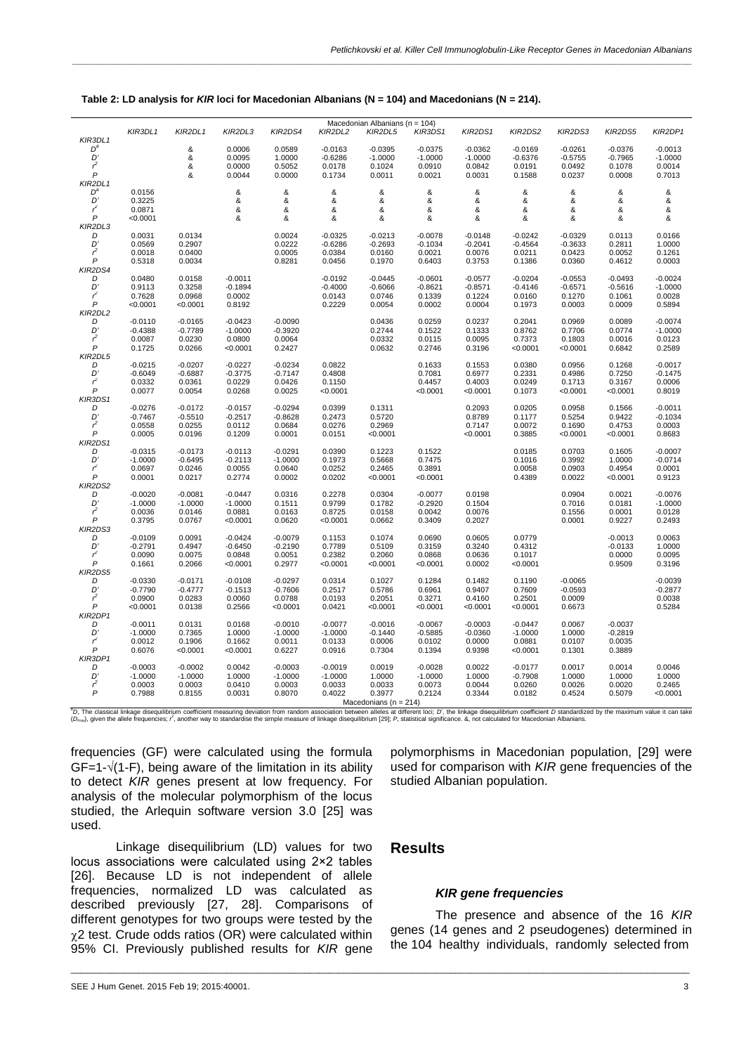**Table 2: LD analysis for *KIR* loci for Macedonian Albanians (N = 104) and Macedonians (N = 214).**

| | KIR3DL1 | KIR2DL1 | KIR2DL3 | KIR2DS4 | KIR2DL2 | KIR2DL5 | KIR3DS1 | KIR2DS1 | KIR2DS2 | KIR2DS3 | KIR2DS5 | KIR2DP1 |
|---|---|---|---|---|---|---|---|---|---|---|---|---|
| | | | | | | Macedonian Albanians (n = 104) | | | | | | |
| **KIR3DL1** | | | | | | | | | | | | |
| $D^a$ | | & | 0.0006 | 0.0589 | -0.0163 | -0.0395 | -0.0375 | -0.0362 | -0.0169 | -0.0261 | -0.0376 | -0.0013 |
| $D'$ | | & | 0.0095 | 1.0000 | -0.6286 | -1.0000 | -1.0000 | -1.0000 | -0.6376 | -0.5755 | -0.7965 | -1.0000 |
| $r^2$ | | & | 0.0000 | 0.5052 | 0.0178 | 0.1024 | 0.0910 | 0.0842 | 0.0191 | 0.0492 | 0.1078 | 0.0014 |
| $P$ | | & | 0.0044 | 0.0000 | 0.1734 | 0.0011 | 0.0021 | 0.0031 | 0.1588 | 0.0237 | 0.0008 | 0.7013 |
| **KIR2DL1** | | | | | | | | | | | | |
| $D^a$ | 0.0156 | | & | & | & | & | & | & | & | & | & | & |
| $D'$ | 0.3225 | | & | & | & | & | & | & | & | & | & | & |
| $r^2$ | 0.0871 | | & | & | & | & | & | & | & | & | & | & |
| $P$ | <0.0001 | | & | & | & | & | & | & | & | & | & | & |
| **KIR2DL3** | | | | | | | | | | | | |
| $D$ | 0.0031 | 0.0134 | | 0.0024 | -0.0325 | -0.0213 | -0.0078 | -0.0148 | -0.0242 | -0.0329 | 0.0113 | 0.0166 |
| $D'$ | 0.0569 | 0.2907 | | 0.0222 | -0.6286 | -0.2693 | -0.1034 | -0.2041 | -0.4564 | -0.3633 | 0.2811 | 1.0000 |
| $r^2$ | 0.0018 | 0.0400 | | 0.0005 | 0.0384 | 0.0160 | 0.0021 | 0.0076 | 0.0211 | 0.0423 | 0.0052 | 0.1261 |
| $P$ | 0.5318 | 0.0034 | | 0.8281 | 0.0456 | 0.1970 | 0.6403 | 0.3753 | 0.1386 | 0.0360 | 0.4612 | 0.0003 |
| **KIR2DS4** | | | | | | | | | | | | |
| $D$ | 0.0480 | 0.0158 | -0.0011 | | -0.0192 | -0.0445 | -0.0601 | -0.0577 | -0.0204 | -0.0553 | -0.0493 | -0.0024 |
| $D'$ | 0.9113 | 0.3258 | -0.1894 | | -0.4000 | -0.6066 | -0.8621 | -0.8571 | -0.4146 | -0.6571 | -0.5616 | -1.0000 |
| $r^2$ | 0.7628 | 0.0968 | 0.0002 | | 0.0143 | 0.0746 | 0.1339 | 0.1224 | 0.0160 | 0.1270 | 0.1061 | 0.0028 |
| $P$ | <0.0001 | <0.0001 | 0.8192 | | 0.2229 | 0.0054 | 0.0002 | 0.0004 | 0.1973 | 0.0003 | 0.0009 | 0.5894 |
| **KIR2DL2** | | | | | | | | | | | | |
| $D$ | -0.0110 | -0.0165 | -0.0423 | -0.0090 | | 0.0436 | 0.0259 | 0.0237 | 0.2041 | 0.0969 | 0.0089 | -0.0074 |
| $D'$ | -0.4388 | -0.7789 | -1.0000 | -0.3920 | | 0.2744 | 0.1522 | 0.1333 | 0.8762 | 0.7706 | 0.0774 | -1.0000 |
| $r^2$ | 0.0087 | 0.0230 | 0.0800 | 0.0064 | | 0.0332 | 0.0115 | 0.0095 | 0.7373 | 0.1803 | 0.0016 | 0.0123 |
| $P$ | 0.1725 | 0.0266 | <0.0001 | 0.2427 | | 0.0632 | 0.2746 | 0.3196 | <0.0001 | <0.0001 | 0.6842 | 0.2589 |
| **KIR2DL5** | | | | | | | | | | | | |
| $D$ | -0.0215 | -0.0207 | -0.0227 | -0.0234 | 0.0822 | | 0.1633 | 0.1553 | 0.0380 | 0.0956 | 0.1268 | -0.0017 |
| $D'$ | -0.6049 | -0.6887 | -0.3775 | -0.7147 | 0.4808 | | 0.7081 | 0.6977 | 0.2331 | 0.4986 | 0.7250 | -0.1475 |
| $r^2$ | 0.0332 | 0.0361 | 0.0229 | 0.0426 | 0.1150 | | 0.4457 | 0.4003 | 0.0249 | 0.1713 | 0.3167 | 0.0006 |
| $P$ | 0.0077 | 0.0054 | 0.0268 | 0.0025 | <0.0001 | | <0.0001 | <0.0001 | 0.1073 | <0.0001 | <0.0001 | 0.8019 |
| **KIR3DS1** | | | | | | | | | | | | |
| $D$ | -0.0276 | -0.0172 | -0.0157 | -0.0294 | 0.0399 | 0.1311 | | 0.2093 | 0.0205 | 0.0958 | 0.1566 | -0.0011 |
| $D'$ | -0.7467 | -0.5510 | -0.2517 | -0.8628 | 0.2473 | 0.5720 | | 0.8789 | 0.1177 | 0.5254 | 0.9422 | -0.1034 |
| $r^2$ | 0.0558 | 0.0255 | 0.0112 | 0.0684 | 0.0276 | 0.2969 | | 0.7147 | 0.0072 | 0.1690 | 0.4753 | 0.0003 |
| $P$ | 0.0005 | 0.0196 | 0.1209 | 0.0001 | 0.0151 | <0.0001 | | <0.0001 | 0.3885 | <0.0001 | <0.0001 | 0.8683 |
| **KIR2DS1** | | | | | | | | | | | | |
| $D$ | -0.0315 | -0.0173 | -0.0113 | -0.0291 | 0.0390 | 0.1223 | 0.1522 | | 0.0185 | 0.0703 | 0.1605 | -0.0007 |
| $D'$ | -1.0000 | -0.6495 | -0.2113 | -1.0000 | 0.1973 | 0.5668 | 0.7475 | | 0.1016 | 0.3992 | 1.0000 | -0.0714 |
| $r^2$ | 0.0697 | 0.0246 | 0.0055 | 0.0640 | 0.0252 | 0.2465 | 0.3891 | | 0.0058 | 0.0903 | 0.4954 | 0.0001 |
| $P$ | 0.0001 | 0.0217 | 0.2774 | 0.0002 | 0.0202 | <0.0001 | <0.0001 | | 0.4389 | 0.0022 | <0.0001 | 0.9123 |
| **KIR2DS2** | | | | | | | | | | | | |
| $D$ | -0.0020 | -0.0081 | -0.0447 | 0.0316 | 0.2278 | 0.0304 | -0.0077 | 0.0198 | | 0.0904 | 0.0021 | -0.0076 |
| $D'$ | -1.0000 | -1.0000 | -1.0000 | 0.1511 | 0.9799 | 0.1782 | -0.2920 | 0.1504 | | 0.7016 | 0.0181 | -1.0000 |
| $r^2$ | 0.0036 | 0.0146 | 0.0881 | 0.0163 | 0.8725 | 0.0158 | 0.0042 | 0.0076 | | 0.1556 | 0.0001 | 0.0128 |
| $P$ | 0.3795 | 0.0767 | <0.0001 | 0.0620 | <0.0001 | 0.0662 | 0.3409 | 0.2027 | | 0.0001 | 0.9227 | 0.2493 |
| **KIR2DS3** | | | | | | | | | | | | |
| $D$ | -0.0109 | 0.0091 | -0.0424 | -0.0079 | 0.1153 | 0.1074 | 0.0690 | 0.0605 | 0.0779 | | -0.0013 | 0.0063 |
| $D'$ | -0.2791 | 0.4947 | -0.6450 | -0.2190 | 0.7789 | 0.5109 | 0.3159 | 0.3240 | 0.4312 | | -0.0133 | 1.0000 |
| $r^2$ | 0.0090 | 0.0075 | 0.0848 | 0.0051 | 0.2382 | 0.2060 | 0.0868 | 0.0636 | 0.1017 | | 0.0000 | 0.0095 |
| $P$ | 0.1661 | 0.2066 | <0.0001 | 0.2977 | <0.0001 | <0.0001 | <0.0001 | 0.0002 | <0.0001 | | 0.9509 | 0.3196 |
| **KIR2DS5** | | | | | | | | | | | | |
| $D$ | -0.0330 | -0.0171 | -0.0108 | -0.0297 | 0.0314 | 0.1027 | 0.1284 | 0.1482 | 0.1190 | -0.0065 | | -0.0039 |
| $D'$ | -0.7790 | -0.4777 | -0.1513 | -0.7606 | 0.2517 | 0.5786 | 0.6961 | 0.9407 | 0.7609 | -0.0593 | | -0.2877 |
| $r^2$ | 0.0900 | 0.0283 | 0.0060 | 0.0788 | 0.0193 | 0.2051 | 0.3271 | 0.4160 | 0.2501 | 0.0009 | | 0.0038 |
| $P$ | <0.0001 | 0.0138 | 0.2566 | <0.0001 | 0.0421 | <0.0001 | <0.0001 | <0.0001 | <0.0001 | 0.6673 | | 0.5284 |
| **KIR2DP1** | | | | | | | | | | | | |
| $D$ | -0.0011 | 0.0131 | 0.0168 | -0.0010 | -0.0077 | -0.0016 | -0.0067 | -0.0003 | -0.0447 | 0.0067 | -0.0037 | |
| $D'$ | -1.0000 | 0.7365 | 1.0000 | -1.0000 | -1.0000 | -0.1440 | -0.5885 | -0.0360 | -1.0000 | 1.0000 | -0.2819 | |
| $r^2$ | 0.0012 | 0.1906 | 0.1662 | 0.0011 | 0.0133 | 0.0006 | 0.0102 | 0.0000 | 0.0881 | 0.0107 | 0.0035 | |
| $P$ | 0.6076 | <0.0001 | <0.0001 | 0.6227 | 0.0916 | 0.7304 | 0.1394 | 0.9398 | <0.0001 | 0.1301 | 0.3889 | |
| **KIR3DP1** | | | | | | | | | | | | |
| $D$ | -0.0003 | -0.0002 | 0.0042 | -0.0003 | -0.0019 | 0.0019 | -0.0028 | 0.0022 | -0.0177 | 0.0017 | 0.0014 | 0.0046 |
| $D'$ | -1.0000 | -1.0000 | 1.0000 | -1.0000 | -1.0000 | 1.0000 | -1.0000 | 1.0000 | -0.7908 | 1.0000 | 1.0000 | 1.0000 |
| $r^2$ | 0.0003 | 0.0003 | 0.0410 | 0.0003 | 0.0033 | 0.0033 | 0.0073 | 0.0044 | 0.0260 | 0.0026 | 0.0020 | 0.2465 |
| $P$ | 0.7988 | 0.8155 | 0.0031 | 0.8070 | 0.4022 | 0.3977 | 0.2124 | 0.3344 | 0.0182 | 0.4524 | 0.5079 | <0.0001 |
| | | | | | | Macedonians (n = 214) | | | | | | |

[a]*D*, The classical linkage disequilibrium coefficient measuring deviation from random association between alleles at different loci; *D'*, the linkage disequilibrium coefficient *D* standardized by the maximum value it can take ($D_{max}$), given the allele frequencies; $r^2$, another way to standardise the simple measure of linkage disequilibrium [29]; *P*, statistical significance. &, not calculated for Macedonian Albanians.

frequencies (GF) were calculated using the formula GF=1-√(1-F), being aware of the limitation in its ability to detect *KIR* genes present at low frequency. For analysis of the molecular polymorphism of the locus studied, the Arlequin software version 3.0 [25] was used.

Linkage disequilibrium (LD) values for two locus associations were calculated using 2×2 tables [26]. Because LD is not independent of allele frequencies, normalized LD was calculated as described previously [27, 28]. Comparisons of different genotypes for two groups were tested by the $\chi 2$ test. Crude odds ratios (OR) were calculated within 95% CI. Previously published results for *KIR* gene polymorphisms in Macedonian population, [29] were used for comparison with *KIR* gene frequencies of the studied Albanian population.

## Results

### *KIR gene frequencies*

The presence and absence of the 16 *KIR* genes (14 genes and 2 pseudogenes) determined in the 104 healthy individuals, randomly selected from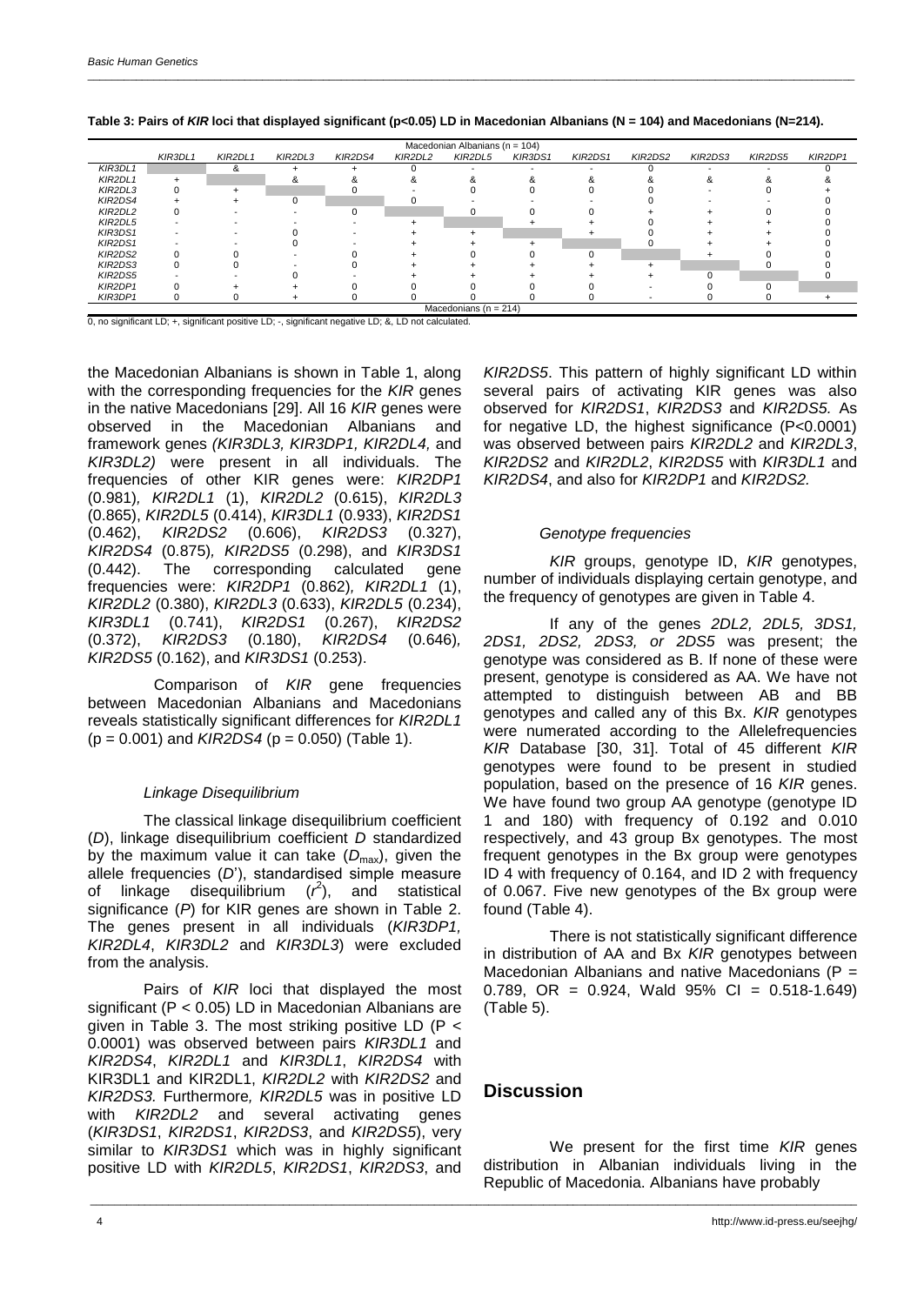**Table 3: Pairs of *KIR* loci that displayed significant (p<0.05) LD in Macedonian Albanians (N = 104) and Macedonians (N=214).**

| | Macedonian Albanians (n = 104) | | | | | | | | | | | |
|---|---|---|---|---|---|---|---|---|---|---|---|---|
| | *KIR3DL1* | *KIR2DL1* | *KIR2DL3* | *KIR2DS4* | *KIR2DL2* | *KIR2DL5* | *KIR3DS1* | *KIR2DS1* | *KIR2DS2* | *KIR2DS3* | *KIR2DS5* | *KIR2DP1* |
| *KIR3DL1* | | & | + | + | 0 | - | - | - | 0 | - | - | 0 |
| *KIR2DL1* | + | | & | & | & | & | & | & | & | & | & | & |
| *KIR2DL3* | 0 | + | | 0 | - | 0 | 0 | 0 | 0 | - | 0 | + |
| *KIR2DS4* | + | + | 0 | | 0 | - | - | - | 0 | - | - | 0 |
| *KIR2DL2* | 0 | - | - | 0 | | 0 | 0 | 0 | + | + | 0 | 0 |
| *KIR2DL5* | - | - | - | - | + | | + | + | 0 | + | + | 0 |
| *KIR3DS1* | - | - | 0 | - | + | + | | + | 0 | + | + | 0 |
| *KIR2DS1* | - | - | 0 | - | + | + | + | | 0 | + | + | 0 |
| *KIR2DS2* | 0 | 0 | - | 0 | + | 0 | 0 | 0 | | + | 0 | 0 |
| *KIR2DS3* | 0 | 0 | - | 0 | + | + | + | + | + | | 0 | 0 |
| *KIR2DS5* | - | - | 0 | - | + | + | + | + | + | 0 | | 0 |
| *KIR2DP1* | 0 | + | + | 0 | 0 | 0 | 0 | 0 | - | 0 | 0 | |
| *KIR3DP1* | 0 | 0 | + | 0 | 0 | 0 | 0 | 0 | - | 0 | 0 | + |
| | Macedonians (n = 214) | | | | | | | | | | | |

0, no significant LD; +, significant positive LD; -, significant negative LD; &, LD not calculated.

the Macedonian Albanians is shown in Table 1, along with the corresponding frequencies for the *KIR* genes in the native Macedonians [29]. All 16 *KIR* genes were observed in the Macedonian Albanians and framework genes *(KIR3DL3, KIR3DP1, KIR2DL4,* and *KIR3DL2)* were present in all individuals. The frequencies of other KIR genes were: *KIR2DP1* (0.981)*, KIR2DL1* (1), *KIR2DL2* (0.615), *KIR2DL3* (0.865), *KIR2DL5* (0.414), *KIR3DL1* (0.933), *KIR2DS1* (0.462), *KIR2DS2* (0.606), *KIR2DS3* (0.327), *KIR2DS4* (0.875)*, KIR2DS5* (0.298), and *KIR3DS1* (0.442). The corresponding calculated gene frequencies were: *KIR2DP1* (0.862)*, KIR2DL1* (1), *KIR2DL2* (0.380), *KIR2DL3* (0.633), *KIR2DL5* (0.234), *KIR3DL1* (0.741), *KIR2DS1* (0.267), *KIR2DS2* (0.372), *KIR2DS3* (0.180), *KIR2DS4* (0.646)*, KIR2DS5* (0.162), and *KIR3DS1* (0.253).

Comparison of *KIR* gene frequencies between Macedonian Albanians and Macedonians reveals statistically significant differences for *KIR2DL1* (p = 0.001) and *KIR2DS4* (p = 0.050) (Table 1).

### *Linkage Disequilibrium*

The classical linkage disequilibrium coefficient (*D*), linkage disequilibrium coefficient *D* standardized by the maximum value it can take ($D_{max}$), given the allele frequencies (*D*'), standardised simple measure of linkage disequilibrium ($r^2$), and statistical significance (*P*) for KIR genes are shown in Table 2. The genes present in all individuals (*KIR3DP1, KIR2DL4*, *KIR3DL2* and *KIR3DL3*) were excluded from the analysis.

Pairs of *KIR* loci that displayed the most significant ($P < 0.05$) LD in Macedonian Albanians are given in Table 3. The most striking positive LD ($P < 0.0001$) was observed between pairs *KIR3DL1* and *KIR2DS4*, *KIR2DL1* and *KIR3DL1*, *KIR2DS4* with KIR3DL1 and KIR2DL1, *KIR2DL2* with *KIR2DS2* and *KIR2DS3.* Furthermore*, KIR2DL5* was in positive LD with *KIR2DL2* and several activating genes (*KIR3DS1*, *KIR2DS1*, *KIR2DS3*, and *KIR2DS5*), very similar to *KIR3DS1* which was in highly significant positive LD with *KIR2DL5*, *KIR2DS1*, *KIR2DS3*, and *KIR2DS5*. This pattern of highly significant LD within several pairs of activating KIR genes was also observed for *KIR2DS1*, *KIR2DS3* and *KIR2DS5.* As for negative LD, the highest significance (P<0.0001) was observed between pairs *KIR2DL2* and *KIR2DL3*, *KIR2DS2* and *KIR2DL2*, *KIR2DS5* with *KIR3DL1* and *KIR2DS4*, and also for *KIR2DP1* and *KIR2DS2.*

### *Genotype frequencies*

*KIR* groups, genotype ID, *KIR* genotypes, number of individuals displaying certain genotype, and the frequency of genotypes are given in Table 4.

If any of the genes *2DL2, 2DL5, 3DS1, 2DS1, 2DS2, 2DS3, or 2DS5* was present; the genotype was considered as B. If none of these were present, genotype is considered as AA. We have not attempted to distinguish between AB and BB genotypes and called any of this Bx. *KIR* genotypes were numerated according to the Allelefrequencies *KIR* Database [30, 31]. Total of 45 different *KIR* genotypes were found to be present in studied population, based on the presence of 16 *KIR* genes. We have found two group AA genotype (genotype ID 1 and 180) with frequency of 0.192 and 0.010 respectively, and 43 group Bx genotypes. The most frequent genotypes in the Bx group were genotypes ID 4 with frequency of 0.164, and ID 2 with frequency of 0.067. Five new genotypes of the Bx group were found (Table 4).

There is not statistically significant difference in distribution of AA and Bx *KIR* genotypes between Macedonian Albanians and native Macedonians (P = 0.789, OR = 0.924, Wald 95% CI = 0.518-1.649) (Table 5).

## Discussion

We present for the first time *KIR* genes distribution in Albanian individuals living in the Republic of Macedonia. Albanians have probably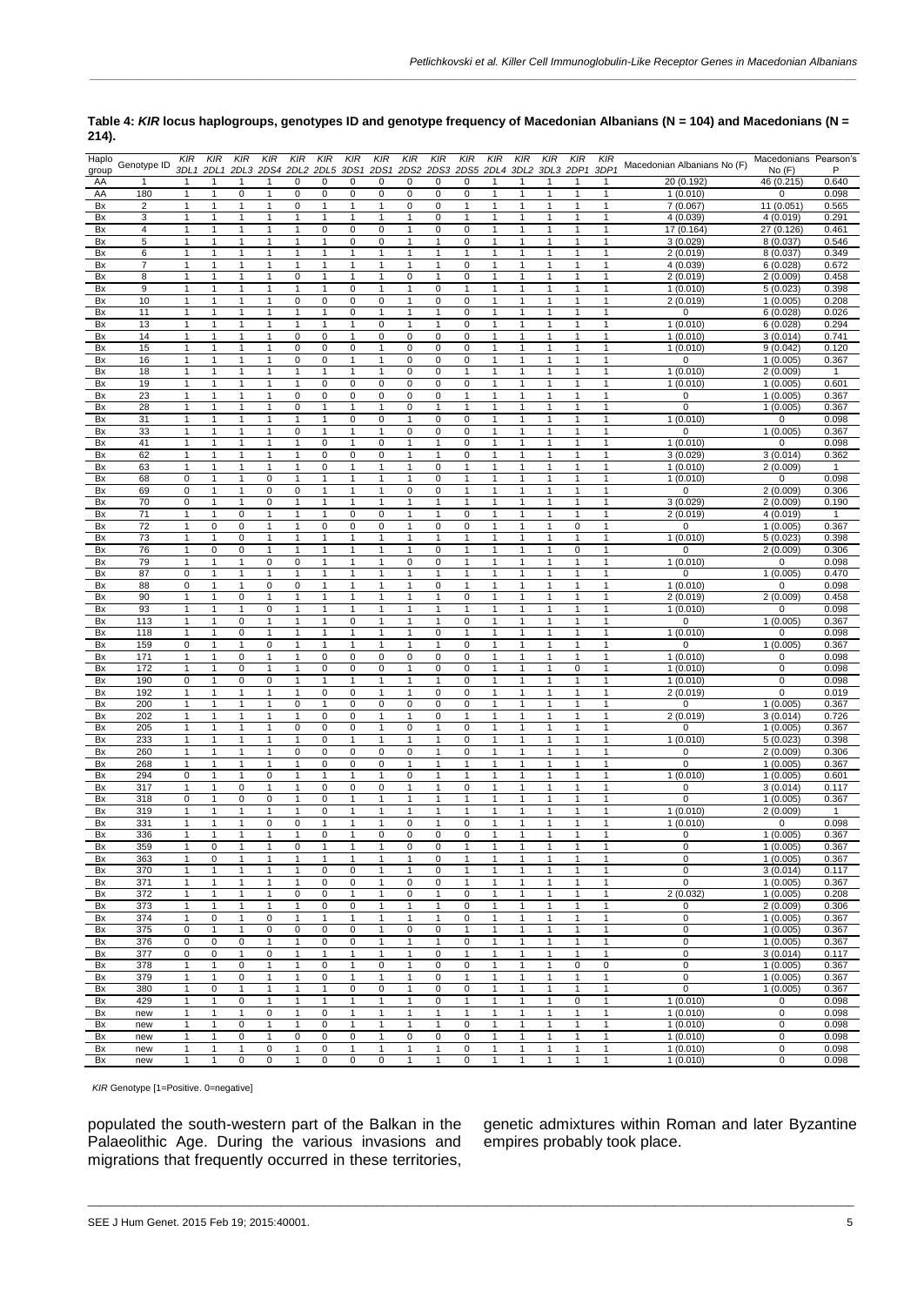**Table 4: *KIR* locus haplogroups, genotypes ID and genotype frequency of Macedonian Albanians (N = 104) and Macedonians (N = 214).**

| Haplo group | Genotype ID | *KIR* 3DL1 | *KIR* 2DL1 | *KIR* 2DL3 | *KIR* 2DS4 | *KIR* 2DL2 | *KIR* 2DL5 | *KIR* 3DS1 | *KIR* 2DS1 | *KIR* 2DS2 | *KIR* 2DS3 | *KIR* 2DS5 | *KIR* 2DL4 | *KIR* 3DL2 | *KIR* 3DL3 | *KIR* 2DP1 | *KIR* 3DP1 | Macedonian Albanians No (F) | Macedonians No (F) | Pearson's P |
|---|---|---|---|---|---|---|---|---|---|---|---|---|---|---|---|---|---|---|---|---|
| AA | 1 | 1 | 1 | 1 | 1 | 0 | 0 | 0 | 0 | 0 | 0 | 0 | 1 | 1 | 1 | 1 | 1 | 20 (0.192) | 46 (0.215) | 0.640 |
| AA | 180 | 1 | 1 | 0 | 1 | 0 | 0 | 0 | 0 | 0 | 0 | 0 | 1 | 1 | 1 | 1 | 1 | 1 (0.010) | 0 | 0.098 |
| Bx | 2 | 1 | 1 | 1 | 1 | 0 | 1 | 1 | 1 | 0 | 0 | 1 | 1 | 1 | 1 | 1 | 1 | 7 (0.067) | 11 (0.051) | 0.565 |
| Bx | 3 | 1 | 1 | 1 | 1 | 1 | 1 | 1 | 1 | 1 | 0 | 1 | 1 | 1 | 1 | 1 | 1 | 4 (0.039) | 4 (0.019) | 0.291 |
| Bx | 4 | 1 | 1 | 1 | 1 | 1 | 0 | 0 | 0 | 1 | 0 | 0 | 1 | 1 | 1 | 1 | 1 | 17 (0.164) | 27 (0.126) | 0.461 |
| Bx | 5 | 1 | 1 | 1 | 1 | 1 | 1 | 0 | 0 | 1 | 1 | 0 | 1 | 1 | 1 | 1 | 1 | 3 (0.029) | 8 (0.037) | 0.546 |
| Bx | 6 | 1 | 1 | 1 | 1 | 1 | 1 | 1 | 1 | 1 | 1 | 1 | 1 | 1 | 1 | 1 | 1 | 2 (0.019) | 8 (0.037) | 0.349 |
| Bx | 7 | 1 | 1 | 1 | 1 | 1 | 1 | 1 | 1 | 1 | 1 | 0 | 1 | 1 | 1 | 1 | 1 | 4 (0.039) | 6 (0.028) | 0.672 |
| Bx | 8 | 1 | 1 | 1 | 1 | 0 | 1 | 1 | 1 | 0 | 1 | 0 | 1 | 1 | 1 | 1 | 1 | 2 (0.019) | 2 (0.009) | 0.458 |
| Bx | 9 | 1 | 1 | 1 | 1 | 1 | 1 | 0 | 1 | 1 | 0 | 1 | 1 | 1 | 1 | 1 | 1 | 1 (0.010) | 5 (0.023) | 0.398 |
| Bx | 10 | 1 | 1 | 1 | 1 | 0 | 0 | 0 | 0 | 1 | 0 | 0 | 1 | 1 | 1 | 1 | 1 | 2 (0.019) | 1 (0.005) | 0.208 |
| Bx | 11 | 1 | 1 | 1 | 1 | 1 | 1 | 0 | 1 | 1 | 1 | 0 | 1 | 1 | 1 | 1 | 1 | 0 | 6 (0.028) | 0.026 |
| Bx | 13 | 1 | 1 | 1 | 1 | 1 | 1 | 1 | 0 | 1 | 1 | 0 | 1 | 1 | 1 | 1 | 1 | 1 (0.010) | 6 (0.028) | 0.294 |
| Bx | 14 | 1 | 1 | 1 | 1 | 0 | 0 | 1 | 0 | 0 | 0 | 0 | 1 | 1 | 1 | 1 | 1 | 1 (0.010) | 3 (0.014) | 0.741 |
| Bx | 15 | 1 | 1 | 1 | 1 | 0 | 0 | 0 | 1 | 0 | 0 | 0 | 1 | 1 | 1 | 1 | 1 | 1 (0.010) | 9 (0.042) | 0.120 |
| Bx | 16 | 1 | 1 | 1 | 1 | 0 | 0 | 1 | 1 | 0 | 0 | 0 | 1 | 1 | 1 | 1 | 1 | 0 | 1 (0.005) | 0.367 |
| Bx | 18 | 1 | 1 | 1 | 1 | 1 | 1 | 1 | 1 | 0 | 0 | 1 | 1 | 1 | 1 | 1 | 1 | 1 (0.010) | 2 (0.009) | 1 |
| Bx | 19 | 1 | 1 | 1 | 1 | 1 | 0 | 0 | 0 | 0 | 0 | 0 | 1 | 1 | 1 | 1 | 1 | 1 (0.010) | 1 (0.005) | 0.601 |
| Bx | 23 | 1 | 1 | 1 | 1 | 0 | 0 | 0 | 0 | 0 | 0 | 1 | 1 | 1 | 1 | 1 | 1 | 0 | 1 (0.005) | 0.367 |
| Bx | 28 | 1 | 1 | 1 | 1 | 0 | 1 | 1 | 1 | 0 | 1 | 1 | 1 | 1 | 1 | 1 | 1 | 0 | 1 (0.005) | 0.367 |
| Bx | 31 | 1 | 1 | 1 | 1 | 1 | 1 | 0 | 0 | 1 | 0 | 0 | 1 | 1 | 1 | 1 | 1 | 1 (0.010) | 0 | 0.098 |
| Bx | 33 | 1 | 1 | 1 | 1 | 0 | 1 | 1 | 1 | 0 | 0 | 0 | 1 | 1 | 1 | 1 | 1 | 0 | 1 (0.005) | 0.367 |
| Bx | 41 | 1 | 1 | 1 | 1 | 1 | 0 | 1 | 0 | 1 | 1 | 0 | 1 | 1 | 1 | 1 | 1 | 1 (0.010) | 0 | 0.098 |
| Bx | 62 | 1 | 1 | 1 | 1 | 1 | 0 | 0 | 0 | 1 | 1 | 0 | 1 | 1 | 1 | 1 | 1 | 3 (0.029) | 3 (0.014) | 0.362 |
| Bx | 63 | 1 | 1 | 1 | 1 | 1 | 0 | 1 | 1 | 1 | 0 | 1 | 1 | 1 | 1 | 1 | 1 | 1 (0.010) | 2 (0.009) | 1 |
| Bx | 68 | 0 | 1 | 1 | 0 | 1 | 1 | 1 | 1 | 1 | 0 | 1 | 1 | 1 | 1 | 1 | 1 | 1 (0.010) | 0 | 0.098 |
| Bx | 69 | 0 | 1 | 1 | 0 | 0 | 1 | 1 | 1 | 0 | 0 | 1 | 1 | 1 | 1 | 1 | 1 | 0 | 2 (0.009) | 0.306 |
| Bx | 70 | 0 | 1 | 1 | 0 | 1 | 1 | 1 | 1 | 1 | 1 | 1 | 1 | 1 | 1 | 1 | 1 | 3 (0.029) | 2 (0.009) | 0.190 |
| Bx | 71 | 1 | 1 | 0 | 1 | 1 | 1 | 0 | 0 | 1 | 1 | 0 | 1 | 1 | 1 | 1 | 1 | 2 (0.019) | 4 (0.019) | 1 |
| Bx | 72 | 1 | 0 | 0 | 1 | 1 | 0 | 0 | 0 | 1 | 0 | 0 | 1 | 1 | 1 | 0 | 1 | 0 | 1 (0.005) | 0.367 |
| Bx | 73 | 1 | 1 | 0 | 1 | 1 | 1 | 1 | 1 | 1 | 1 | 1 | 1 | 1 | 1 | 1 | 1 | 1 (0.010) | 5 (0.023) | 0.398 |
| Bx | 76 | 1 | 0 | 0 | 1 | 1 | 1 | 1 | 1 | 1 | 0 | 1 | 1 | 1 | 1 | 0 | 1 | 0 | 2 (0.009) | 0.306 |
| Bx | 79 | 1 | 1 | 1 | 0 | 0 | 1 | 1 | 1 | 0 | 0 | 1 | 1 | 1 | 1 | 1 | 1 | 1 (0.010) | 0 | 0.098 |
| Bx | 87 | 0 | 1 | 1 | 1 | 1 | 1 | 1 | 1 | 1 | 1 | 1 | 1 | 1 | 1 | 1 | 1 | 0 | 1 (0.005) | 0.470 |
| Bx | 88 | 0 | 1 | 1 | 0 | 0 | 1 | 1 | 1 | 1 | 0 | 1 | 1 | 1 | 1 | 1 | 1 | 1 (0.010) | 0 | 0.098 |
| Bx | 90 | 1 | 1 | 0 | 1 | 1 | 1 | 1 | 1 | 1 | 1 | 0 | 1 | 1 | 1 | 1 | 1 | 2 (0.019) | 2 (0.009) | 0.458 |
| Bx | 93 | 1 | 1 | 1 | 0 | 1 | 1 | 1 | 1 | 1 | 1 | 1 | 1 | 1 | 1 | 1 | 1 | 1 (0.010) | 0 | 0.098 |
| Bx | 113 | 1 | 1 | 0 | 1 | 1 | 1 | 0 | 1 | 1 | 1 | 0 | 1 | 1 | 1 | 1 | 1 | 0 | 1 (0.005) | 0.367 |
| Bx | 118 | 1 | 1 | 0 | 1 | 1 | 1 | 1 | 1 | 1 | 0 | 1 | 1 | 1 | 1 | 1 | 1 | 1 (0.010) | 0 | 0.098 |
| Bx | 159 | 0 | 1 | 1 | 0 | 1 | 1 | 1 | 1 | 1 | 1 | 0 | 1 | 1 | 1 | 1 | 1 | 0 | 1 (0.005) | 0.367 |
| Bx | 171 | 1 | 1 | 0 | 1 | 1 | 0 | 0 | 0 | 0 | 0 | 0 | 1 | 1 | 1 | 1 | 1 | 1 (0.010) | 0 | 0.098 |
| Bx | 172 | 1 | 1 | 0 | 1 | 1 | 0 | 0 | 0 | 1 | 0 | 0 | 1 | 1 | 1 | 0 | 1 | 1 (0.010) | 0 | 0.098 |
| Bx | 190 | 0 | 1 | 0 | 0 | 1 | 1 | 1 | 1 | 1 | 1 | 0 | 1 | 1 | 1 | 1 | 1 | 1 (0.010) | 0 | 0.098 |
| Bx | 192 | 1 | 1 | 1 | 1 | 1 | 0 | 0 | 1 | 1 | 0 | 0 | 1 | 1 | 1 | 1 | 1 | 2 (0.019) | 0 | 0.019 |
| Bx | 200 | 1 | 1 | 1 | 1 | 0 | 1 | 0 | 0 | 0 | 0 | 0 | 1 | 1 | 1 | 1 | 1 | 0 | 1 (0.005) | 0.367 |
| Bx | 202 | 1 | 1 | 1 | 1 | 1 | 0 | 0 | 1 | 1 | 0 | 1 | 1 | 1 | 1 | 1 | 1 | 2 (0.019) | 3 (0.014) | 0.726 |
| Bx | 205 | 1 | 1 | 1 | 1 | 0 | 0 | 0 | 1 | 0 | 1 | 0 | 1 | 1 | 1 | 1 | 1 | 0 | 1 (0.005) | 0.367 |
| Bx | 233 | 1 | 1 | 1 | 1 | 1 | 0 | 1 | 1 | 1 | 1 | 0 | 1 | 1 | 1 | 1 | 1 | 1 (0.010) | 5 (0.023) | 0.398 |
| Bx | 260 | 1 | 1 | 1 | 1 | 0 | 0 | 0 | 0 | 0 | 1 | 0 | 1 | 1 | 1 | 1 | 1 | 0 | 2 (0.009) | 0.306 |
| Bx | 268 | 1 | 1 | 1 | 1 | 1 | 0 | 0 | 0 | 1 | 1 | 1 | 1 | 1 | 1 | 1 | 1 | 0 | 1 (0.005) | 0.367 |
| Bx | 294 | 0 | 1 | 1 | 0 | 1 | 1 | 1 | 1 | 0 | 1 | 1 | 1 | 1 | 1 | 1 | 1 | 1 (0.010) | 1 (0.005) | 0.601 |
| Bx | 317 | 1 | 1 | 0 | 1 | 1 | 0 | 0 | 0 | 1 | 1 | 0 | 1 | 1 | 1 | 1 | 1 | 0 | 3 (0.014) | 0.117 |
| Bx | 318 | 0 | 1 | 0 | 0 | 1 | 0 | 1 | 1 | 1 | 1 | 1 | 1 | 1 | 1 | 1 | 1 | 0 | 1 (0.005) | 0.367 |
| Bx | 319 | 1 | 1 | 1 | 1 | 1 | 0 | 1 | 1 | 1 | 1 | 1 | 1 | 1 | 1 | 1 | 1 | 1 (0.010) | 2 (0.009) | 1 |
| Bx | 331 | 1 | 1 | 1 | 0 | 0 | 1 | 1 | 1 | 0 | 1 | 0 | 1 | 1 | 1 | 1 | 1 | 1 (0.010) | 0 | 0.098 |
| Bx | 336 | 1 | 1 | 1 | 1 | 1 | 0 | 1 | 0 | 0 | 0 | 0 | 1 | 1 | 1 | 1 | 1 | 0 | 1 (0.005) | 0.367 |
| Bx | 359 | 1 | 0 | 1 | 1 | 0 | 1 | 1 | 1 | 0 | 0 | 1 | 1 | 1 | 1 | 1 | 1 | 0 | 1 (0.005) | 0.367 |
| Bx | 363 | 1 | 0 | 1 | 1 | 1 | 1 | 1 | 1 | 1 | 0 | 1 | 1 | 1 | 1 | 1 | 1 | 0 | 1 (0.005) | 0.367 |
| Bx | 370 | 1 | 1 | 1 | 1 | 1 | 0 | 0 | 1 | 1 | 0 | 1 | 1 | 1 | 1 | 1 | 1 | 0 | 3 (0.014) | 0.117 |
| Bx | 371 | 1 | 1 | 1 | 1 | 1 | 0 | 0 | 1 | 0 | 0 | 1 | 1 | 1 | 1 | 1 | 1 | 0 | 1 (0.005) | 0.367 |
| Bx | 372 | 1 | 1 | 1 | 1 | 0 | 0 | 1 | 1 | 0 | 1 | 0 | 1 | 1 | 1 | 1 | 1 | 2 (0.032) | 1 (0.005) | 0.208 |
| Bx | 373 | 1 | 1 | 1 | 1 | 1 | 0 | 0 | 1 | 1 | 1 | 0 | 1 | 1 | 1 | 1 | 1 | 0 | 2 (0.009) | 0.306 |
| Bx | 374 | 1 | 0 | 1 | 0 | 1 | 1 | 1 | 1 | 1 | 1 | 0 | 1 | 1 | 1 | 1 | 1 | 0 | 1 (0.005) | 0.367 |
| Bx | 375 | 0 | 1 | 1 | 0 | 0 | 0 | 1 | 1 | 0 | 0 | 1 | 1 | 1 | 1 | 1 | 1 | 0 | 1 (0.005) | 0.367 |
| Bx | 376 | 0 | 0 | 0 | 1 | 1 | 0 | 0 | 1 | 1 | 1 | 0 | 1 | 1 | 1 | 1 | 1 | 0 | 1 (0.005) | 0.367 |
| Bx | 377 | 0 | 0 | 1 | 0 | 1 | 1 | 1 | 1 | 1 | 0 | 1 | 1 | 1 | 1 | 1 | 1 | 0 | 3 (0.014) | 0.117 |
| Bx | 378 | 1 | 1 | 0 | 1 | 1 | 0 | 1 | 0 | 1 | 0 | 0 | 1 | 1 | 1 | 0 | 0 | 0 | 1 (0.005) | 0.367 |
| Bx | 379 | 1 | 1 | 0 | 1 | 1 | 0 | 1 | 1 | 1 | 0 | 1 | 1 | 1 | 1 | 1 | 1 | 0 | 1 (0.005) | 0.367 |
| Bx | 380 | 1 | 0 | 1 | 1 | 1 | 1 | 0 | 0 | 1 | 0 | 0 | 1 | 1 | 1 | 1 | 1 | 0 | 1 (0.005) | 0.367 |
| Bx | 429 | 1 | 1 | 0 | 1 | 1 | 1 | 1 | 1 | 1 | 0 | 1 | 1 | 1 | 1 | 0 | 1 | 1 (0.010) | 0 | 0.098 |
| Bx | new | 1 | 1 | 1 | 0 | 1 | 0 | 1 | 1 | 1 | 1 | 1 | 1 | 1 | 1 | 1 | 1 | 1 (0.010) | 0 | 0.098 |
| Bx | new | 1 | 1 | 0 | 1 | 1 | 0 | 1 | 1 | 1 | 1 | 0 | 1 | 1 | 1 | 1 | 1 | 1 (0.010) | 0 | 0.098 |
| Bx | new | 1 | 1 | 0 | 1 | 0 | 0 | 0 | 1 | 0 | 0 | 0 | 1 | 1 | 1 | 1 | 1 | 1 (0.010) | 0 | 0.098 |
| Bx | new | 1 | 1 | 1 | 0 | 1 | 0 | 1 | 1 | 1 | 1 | 0 | 1 | 1 | 1 | 1 | 1 | 1 (0.010) | 0 | 0.098 |
| Bx | new | 1 | 1 | 0 | 0 | 1 | 0 | 0 | 0 | 1 | 1 | 0 | 1 | 1 | 1 | 1 | 1 | 1 (0.010) | 0 | 0.098 |

*KIR* Genotype [1=Positive. 0=negative]

populated the south-western part of the Balkan in the Palaeolithic Age. During the various invasions and migrations that frequently occurred in these territories, genetic admixtures within Roman and later Byzantine empires probably took place.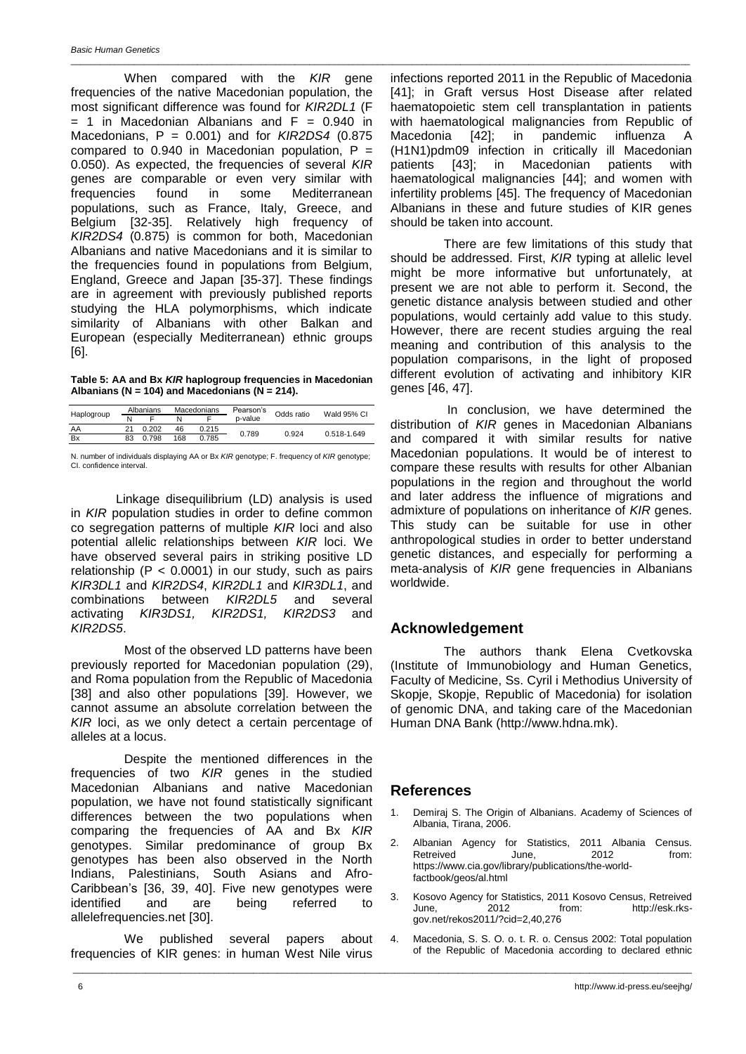When compared with the *KIR* gene frequencies of the native Macedonian population, the most significant difference was found for *KIR2DL1* (F = 1 in Macedonian Albanians and F = 0.940 in Macedonians, P = 0.001) and for *KIR2DS4* (0.875 compared to 0.940 in Macedonian population, P = 0.050). As expected, the frequencies of several *KIR* genes are comparable or even very similar with frequencies found in some Mediterranean populations, such as France, Italy, Greece, and Belgium [32-35]. Relatively high frequency of *KIR2DS4* (0.875) is common for both, Macedonian Albanians and native Macedonians and it is similar to the frequencies found in populations from Belgium, England, Greece and Japan [35-37]. These findings are in agreement with previously published reports studying the HLA polymorphisms, which indicate similarity of Albanians with other Balkan and European (especially Mediterranean) ethnic groups [6].

**Table 5: AA and Bx *KIR* haplogroup frequencies in Macedonian Albanians (N = 104) and Macedonians (N = 214).**

| Haplogroup | Albanians | | Macedonians | | Pearson's p-value | Odds ratio | Wald 95% CI |
|---|---|---|---|---|---|---|---|
| | N | F | N | F | | | |
| AA | 21 | 0.202 | 46 | 0.215 | 0.789 | 0.924 | 0.518-1.649 |
| Bx | 83 | 0.798 | 168 | 0.785 | | | |

N. number of individuals displaying AA or Bx *KIR* genotype; F. frequency of *KIR* genotype; CI. confidence interval.

Linkage disequilibrium (LD) analysis is used in *KIR* population studies in order to define common co segregation patterns of multiple *KIR* loci and also potential allelic relationships between *KIR* loci. We have observed several pairs in striking positive LD relationship ($P < 0.0001$) in our study, such as pairs *KIR3DL1* and *KIR2DS4*, *KIR2DL1* and *KIR3DL1*, and combinations between *KIR2DL5* and several activating *KIR3DS1, KIR2DS1, KIR2DS3* and *KIR2DS5*.

Most of the observed LD patterns have been previously reported for Macedonian population (29), and Roma population from the Republic of Macedonia [38] and also other populations [39]. However, we cannot assume an absolute correlation between the *KIR* loci, as we only detect a certain percentage of alleles at a locus.

Despite the mentioned differences in the frequencies of two *KIR* genes in the studied Macedonian Albanians and native Macedonian population, we have not found statistically significant differences between the two populations when comparing the frequencies of AA and Bx *KIR* genotypes. Similar predominance of group Bx genotypes has been also observed in the North Indians, Palestinians, South Asians and Afro-Caribbean's [36, 39, 40]. Five new genotypes were identified and are being referred to allelefrequencies.net [30].

We published several papers about frequencies of KIR genes: in human West Nile virus infections reported 2011 in the Republic of Macedonia [41]; in Graft versus Host Disease after related haematopoietic stem cell transplantation in patients with haematological malignancies from Republic of Macedonia [42]; in pandemic influenza A (H1N1)pdm09 infection in critically ill Macedonian patients [43]; in Macedonian patients with haematological malignancies [44]; and women with infertility problems [45]. The frequency of Macedonian Albanians in these and future studies of KIR genes should be taken into account.

There are few limitations of this study that should be addressed. First, *KIR* typing at allelic level might be more informative but unfortunately, at present we are not able to perform it. Second, the genetic distance analysis between studied and other populations, would certainly add value to this study. However, there are recent studies arguing the real meaning and contribution of this analysis to the population comparisons, in the light of proposed different evolution of activating and inhibitory KIR genes [46, 47].

In conclusion, we have determined the distribution of *KIR* genes in Macedonian Albanians and compared it with similar results for native Macedonian populations. It would be of interest to compare these results with results for other Albanian populations in the region and throughout the world and later address the influence of migrations and admixture of populations on inheritance of *KIR* genes. This study can be suitable for use in other anthropological studies in order to better understand genetic distances, and especially for performing a meta-analysis of *KIR* gene frequencies in Albanians worldwide.

## Acknowledgement

The authors thank Elena Cvetkovska (Institute of Immunobiology and Human Genetics, Faculty of Medicine, Ss. Cyril i Methodius University of Skopje, Skopje, Republic of Macedonia) for isolation of genomic DNA, and taking care of the Macedonian Human DNA Bank (http://www.hdna.mk).

## References

1. Demiraj S. The Origin of Albanians. Academy of Sciences of Albania, Tirana, 2006.
2. Albanian Agency for Statistics, 2011 Albania Census. Retreived June, 2012 from: https://www.cia.gov/library/publications/the-world-factbook/geos/al.html
3. Kosovo Agency for Statistics, 2011 Kosovo Census, Retreived June, 2012 from: http://esk.rks-gov.net/rekos2011/?cid=2,40,276
4. Macedonia, S. S. O. o. t. R. o. Census 2002: Total population of the Republic of Macedonia according to declared ethnic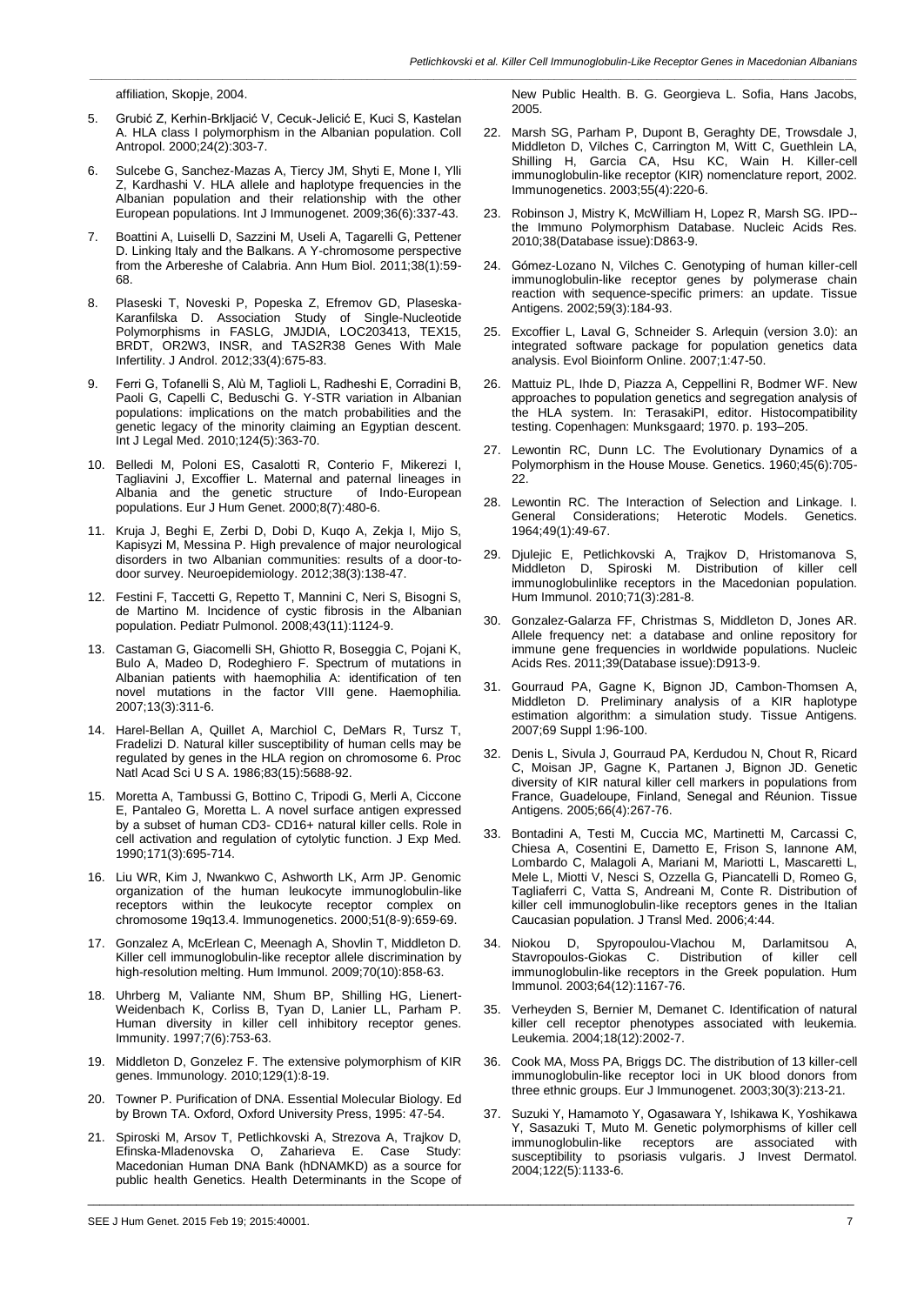affiliation, Skopje, 2004.

5. Grubić Z, Kerhin-Brkljacić V, Cecuk-Jelicić E, Kuci S, Kastelan A. HLA class I polymorphism in the Albanian population. Coll Antropol. 2000;24(2):303-7.

6. Sulcebe G, Sanchez-Mazas A, Tiercy JM, Shyti E, Mone I, Ylli Z, Kardhashi V. HLA allele and haplotype frequencies in the Albanian population and their relationship with the other European populations. Int J Immunogenet. 2009;36(6):337-43.

7. Boattini A, Luiselli D, Sazzini M, Useli A, Tagarelli G, Pettener D. Linking Italy and the Balkans. A Y-chromosome perspective from the Arbereshe of Calabria. Ann Hum Biol. 2011;38(1):59-68.

8. Plaseski T, Noveski P, Popeska Z, Efremov GD, Plaseska-Karanfilska D. Association Study of Single-Nucleotide Polymorphisms in FASLG, JMJDIA, LOC203413, TEX15, BRDT, OR2W3, INSR, and TAS2R38 Genes With Male Infertility. J Androl. 2012;33(4):675-83.

9. Ferri G, Tofanelli S, Alù M, Taglioli L, Radheshi E, Corradini B, Paoli G, Capelli C, Beduschi G. Y-STR variation in Albanian populations: implications on the match probabilities and the genetic legacy of the minority claiming an Egyptian descent. Int J Legal Med. 2010;124(5):363-70.

10. Belledi M, Poloni ES, Casalotti R, Conterio F, Mikerezi I, Tagliavini J, Excoffier L. Maternal and paternal lineages in Albania and the genetic structure of Indo-European populations. Eur J Hum Genet. 2000;8(7):480-6.

11. Kruja J, Beghi E, Zerbi D, Dobi D, Kuqo A, Zekja I, Mijo S, Kapisyzi M, Messina P. High prevalence of major neurological disorders in two Albanian communities: results of a door-to-door survey. Neuroepidemiology. 2012;38(3):138-47.

12. Festini F, Taccetti G, Repetto T, Mannini C, Neri S, Bisogni S, de Martino M. Incidence of cystic fibrosis in the Albanian population. Pediatr Pulmonol. 2008;43(11):1124-9.

13. Castaman G, Giacomelli SH, Ghiotto R, Boseggia C, Pojani K, Bulo A, Madeo D, Rodeghiero F. Spectrum of mutations in Albanian patients with haemophilia A: identification of ten novel mutations in the factor VIII gene. Haemophilia. 2007;13(3):311-6.

14. Harel-Bellan A, Quillet A, Marchiol C, DeMars R, Tursz T, Fradelizi D. Natural killer susceptibility of human cells may be regulated by genes in the HLA region on chromosome 6. Proc Natl Acad Sci U S A. 1986;83(15):5688-92.

15. Moretta A, Tambussi G, Bottino C, Tripodi G, Merli A, Ciccone E, Pantaleo G, Moretta L. A novel surface antigen expressed by a subset of human CD3- CD16+ natural killer cells. Role in cell activation and regulation of cytolytic function. J Exp Med. 1990;171(3):695-714.

16. Liu WR, Kim J, Nwankwo C, Ashworth LK, Arm JP. Genomic organization of the human leukocyte immunoglobulin-like receptors within the leukocyte receptor complex on chromosome 19q13.4. Immunogenetics. 2000;51(8-9):659-69.

17. Gonzalez A, McErlean C, Meenagh A, Shovlin T, Middleton D. Killer cell immunoglobulin-like receptor allele discrimination by high-resolution melting. Hum Immunol. 2009;70(10):858-63.

18. Uhrberg M, Valiante NM, Shum BP, Shilling HG, Lienert-Weidenbach K, Corliss B, Tyan D, Lanier LL, Parham P. Human diversity in killer cell inhibitory receptor genes. Immunity. 1997;7(6):753-63.

19. Middleton D, Gonzelez F. The extensive polymorphism of KIR genes. Immunology. 2010;129(1):8-19.

20. Towner P. Purification of DNA. Essential Molecular Biology. Ed by Brown TA. Oxford, Oxford University Press, 1995: 47-54.

21. Spiroski M, Arsov T, Petlichkovski A, Strezova A, Trajkov D, Efinska-Mladenovska O, Zaharieva E. Case Study: Macedonian Human DNA Bank (hDNAMKD) as a source for public health Genetics. Health Determinants in the Scope of New Public Health. B. G. Georgieva L. Sofia, Hans Jacobs, 2005.

22. Marsh SG, Parham P, Dupont B, Geraghty DE, Trowsdale J, Middleton D, Vilches C, Carrington M, Witt C, Guethlein LA, Shilling H, Garcia CA, Hsu KC, Wain H. Killer-cell immunoglobulin-like receptor (KIR) nomenclature report, 2002. Immunogenetics. 2003;55(4):220-6.

23. Robinson J, Mistry K, McWilliam H, Lopez R, Marsh SG. IPD--the Immuno Polymorphism Database. Nucleic Acids Res. 2010;38(Database issue):D863-9.

24. Gómez-Lozano N, Vilches C. Genotyping of human killer-cell immunoglobulin-like receptor genes by polymerase chain reaction with sequence-specific primers: an update. Tissue Antigens. 2002;59(3):184-93.

25. Excoffier L, Laval G, Schneider S. Arlequin (version 3.0): an integrated software package for population genetics data analysis. Evol Bioinform Online. 2007;1:47-50.

26. Mattuiz PL, Ihde D, Piazza A, Ceppellini R, Bodmer WF. New approaches to population genetics and segregation analysis of the HLA system. In: TerasakiPI, editor. Histocompatibility testing. Copenhagen: Munksgaard; 1970. p. 193–205.

27. Lewontin RC, Dunn LC. The Evolutionary Dynamics of a Polymorphism in the House Mouse. Genetics. 1960;45(6):705-22.

28. Lewontin RC. The Interaction of Selection and Linkage. I. General Considerations; Heterotic Models. Genetics. 1964;49(1):49-67.

29. Djulejic E, Petlichkovski A, Trajkov D, Hristomanova S, Middleton D, Spiroski M. Distribution of killer cell immunoglobulinlike receptors in the Macedonian population. Hum Immunol. 2010;71(3):281-8.

30. Gonzalez-Galarza FF, Christmas S, Middleton D, Jones AR. Allele frequency net: a database and online repository for immune gene frequencies in worldwide populations. Nucleic Acids Res. 2011;39(Database issue):D913-9.

31. Gourraud PA, Gagne K, Bignon JD, Cambon-Thomsen A, Middleton D. Preliminary analysis of a KIR haplotype estimation algorithm: a simulation study. Tissue Antigens. 2007;69 Suppl 1:96-100.

32. Denis L, Sivula J, Gourraud PA, Kerdudou N, Chout R, Ricard C, Moisan JP, Gagne K, Partanen J, Bignon JD. Genetic diversity of KIR natural killer cell markers in populations from France, Guadeloupe, Finland, Senegal and Réunion. Tissue Antigens. 2005;66(4):267-76.

33. Bontadini A, Testi M, Cuccia MC, Martinetti M, Carcassi C, Chiesa A, Cosentini E, Dametto E, Frison S, Iannone AM, Lombardo C, Malagoli A, Mariani M, Mariotti L, Mascaretti L, Mele L, Miotti V, Nesci S, Ozzella G, Piancatelli D, Romeo G, Tagliaferri C, Vatta S, Andreani M, Conte R. Distribution of killer cell immunoglobulin-like receptors genes in the Italian Caucasian population. J Transl Med. 2006;4:44.

34. Niokou D, Spyropoulou-Vlachou M, Darlamitsou A, Stavropoulos-Giokas C. Distribution of killer cell immunoglobulin-like receptors in the Greek population. Hum Immunol. 2003;64(12):1167-76.

35. Verheyden S, Bernier M, Demanet C. Identification of natural killer cell receptor phenotypes associated with leukemia. Leukemia. 2004;18(12):2002-7.

36. Cook MA, Moss PA, Briggs DC. The distribution of 13 killer-cell immunoglobulin-like receptor loci in UK blood donors from three ethnic groups. Eur J Immunogenet. 2003;30(3):213-21.

37. Suzuki Y, Hamamoto Y, Ogasawara Y, Ishikawa K, Yoshikawa Y, Sasazuki T, Muto M. Genetic polymorphisms of killer cell immunoglobulin-like receptors are associated with susceptibility to psoriasis vulgaris. J Invest Dermatol. 2004;122(5):1133-6.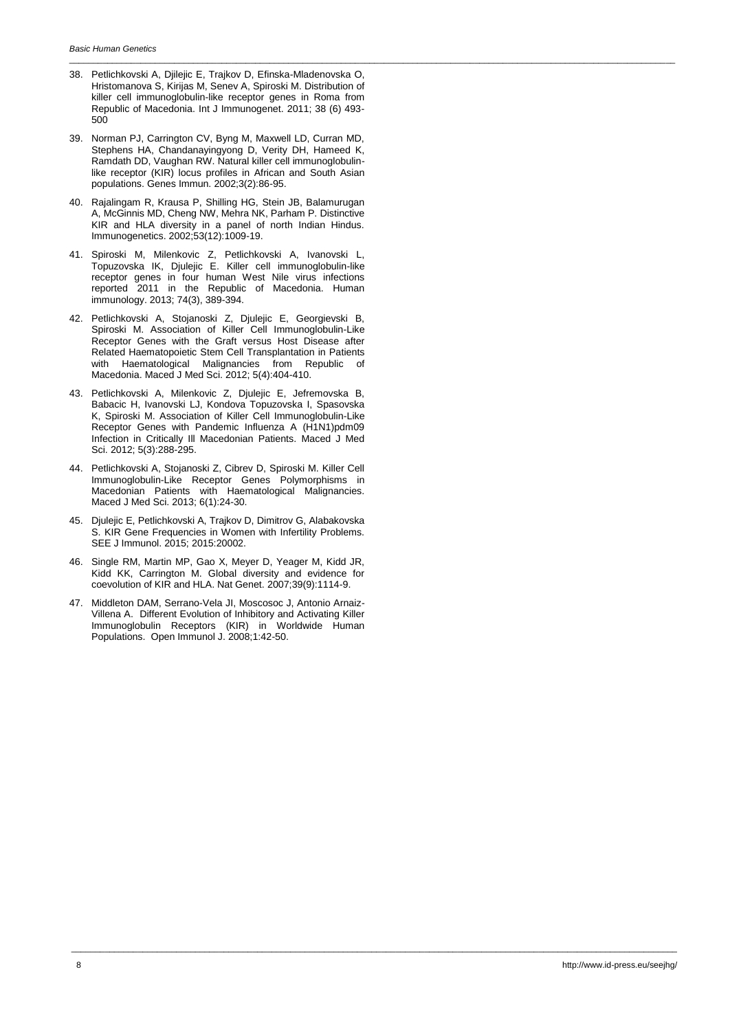38. Petlichkovski A, Djilejic E, Trajkov D, Efinska-Mladenovska O, Hristomanova S, Kirijas M, Senev A, Spiroski M. Distribution of killer cell immunoglobulin-like receptor genes in Roma from Republic of Macedonia. Int J Immunogenet. 2011; 38 (6) 493-500

39. Norman PJ, Carrington CV, Byng M, Maxwell LD, Curran MD, Stephens HA, Chandanayingyong D, Verity DH, Hameed K, Ramdath DD, Vaughan RW. Natural killer cell immunoglobulin-like receptor (KIR) locus profiles in African and South Asian populations. Genes Immun. 2002;3(2):86-95.

40. Rajalingam R, Krausa P, Shilling HG, Stein JB, Balamurugan A, McGinnis MD, Cheng NW, Mehra NK, Parham P. Distinctive KIR and HLA diversity in a panel of north Indian Hindus. Immunogenetics. 2002;53(12):1009-19.

41. Spiroski M, Milenkovic Z, Petlichkovski A, Ivanovski L, Topuzovska IK, Djulejic E. Killer cell immunoglobulin-like receptor genes in four human West Nile virus infections reported 2011 in the Republic of Macedonia. Human immunology. 2013; 74(3), 389-394.

42. Petlichkovski A, Stojanoski Z, Djulejic E, Georgievski B, Spiroski M. Association of Killer Cell Immunoglobulin-Like Receptor Genes with the Graft versus Host Disease after Related Haematopoietic Stem Cell Transplantation in Patients with Haematological Malignancies from Republic of Macedonia. Maced J Med Sci. 2012; 5(4):404-410.

43. Petlichkovski A, Milenkovic Z, Djulejic E, Jefremovska B, Babacic H, Ivanovski LJ, Kondova Topuzovska I, Spasovska K, Spiroski M. Association of Killer Cell Immunoglobulin-Like Receptor Genes with Pandemic Influenza A (H1N1)pdm09 Infection in Critically Ill Macedonian Patients. Maced J Med Sci. 2012; 5(3):288-295.

44. Petlichkovski A, Stojanoski Z, Cibrev D, Spiroski M. Killer Cell Immunoglobulin-Like Receptor Genes Polymorphisms in Macedonian Patients with Haematological Malignancies. Maced J Med Sci. 2013; 6(1):24-30.

45. Djulejic E, Petlichkovski A, Trajkov D, Dimitrov G, Alabakovska S. KIR Gene Frequencies in Women with Infertility Problems. SEE J Immunol. 2015; 2015:20002.

46. Single RM, Martin MP, Gao X, Meyer D, Yeager M, Kidd JR, Kidd KK, Carrington M. Global diversity and evidence for coevolution of KIR and HLA. Nat Genet. 2007;39(9):1114-9.

47. Middleton DAM, Serrano-Vela JI, Moscosoc J, Antonio Arnaiz-Villena A. Different Evolution of Inhibitory and Activating Killer Immunoglobulin Receptors (KIR) in Worldwide Human Populations. Open Immunol J. 2008;1:42-50.